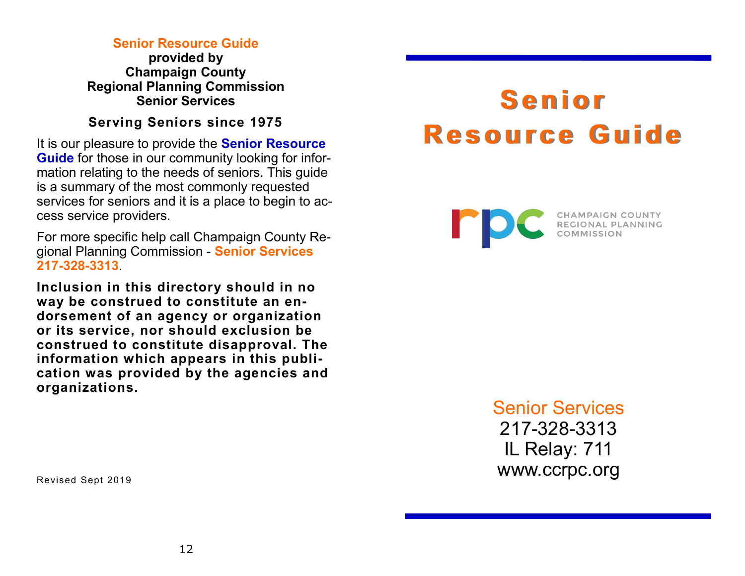**Senior Resource Guide**
**provided by**
**Champaign County**
**Regional Planning Commission**
**Senior Services**

**Serving Seniors since 1975**

It is our pleasure to provide the **Senior Resource Guide** for those in our community looking for information relating to the needs of seniors. This guide is a summary of the most commonly requested services for seniors and it is a place to begin to access service providers.

For more specific help call Champaign County Regional Planning Commission - **Senior Services 217-328-3313**.

**Inclusion in this directory should in no way be construed to constitute an endorsement of an agency or organization or its service, nor should exclusion be construed to constitute disapproval. The information which appears in this publication was provided by the agencies and organizations.**

Revised Sept 2019

# Senior Resource Guide

rpc CHAMPAIGN COUNTY REGIONAL PLANNING COMMISSION

Senior Services
217-328-3313
IL Relay: 711
www.ccrpc.org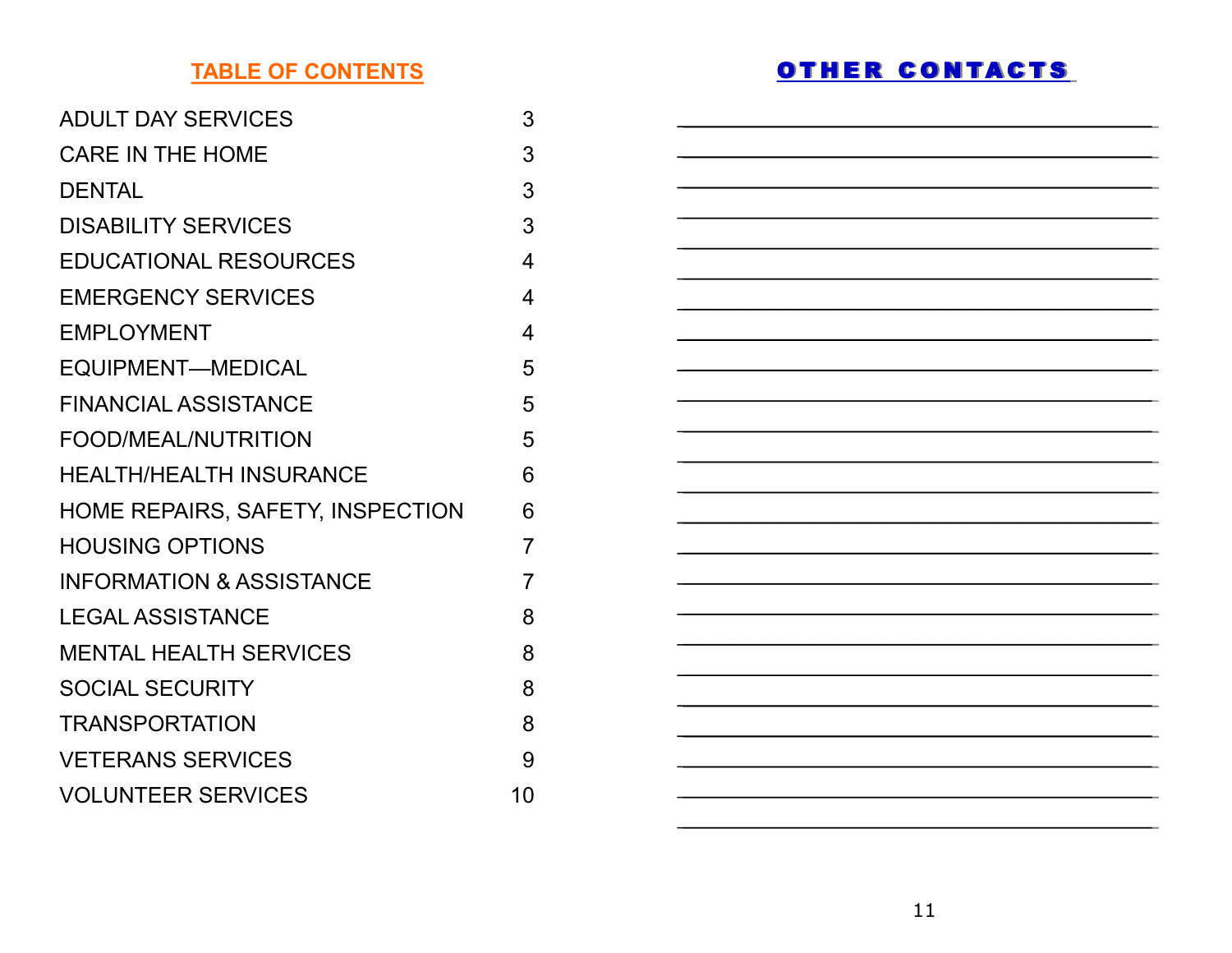## TABLE OF CONTENTS

| | |
|---|---|
| ADULT DAY SERVICES | 3 |
| CARE IN THE HOME | 3 |
| DENTAL | 3 |
| DISABILITY SERVICES | 3 |
| EDUCATIONAL RESOURCES | 4 |
| EMERGENCY SERVICES | 4 |
| EMPLOYMENT | 4 |
| EQUIPMENT—MEDICAL | 5 |
| FINANCIAL ASSISTANCE | 5 |
| FOOD/MEAL/NUTRITION | 5 |
| HEALTH/HEALTH INSURANCE | 6 |
| HOME REPAIRS, SAFETY, INSPECTION | 6 |
| HOUSING OPTIONS | 7 |
| INFORMATION & ASSISTANCE | 7 |
| LEGAL ASSISTANCE | 8 |
| MENTAL HEALTH SERVICES | 8 |
| SOCIAL SECURITY | 8 |
| TRANSPORTATION | 8 |
| VETERANS SERVICES | 9 |
| VOLUNTEER SERVICES | 10 |

## OTHER CONTACTS

______________________________________________

______________________________________________

______________________________________________

______________________________________________

______________________________________________

______________________________________________

______________________________________________

______________________________________________

______________________________________________

______________________________________________

______________________________________________

______________________________________________

______________________________________________

______________________________________________

______________________________________________

______________________________________________

______________________________________________

______________________________________________

______________________________________________

______________________________________________

______________________________________________

______________________________________________

______________________________________________

______________________________________________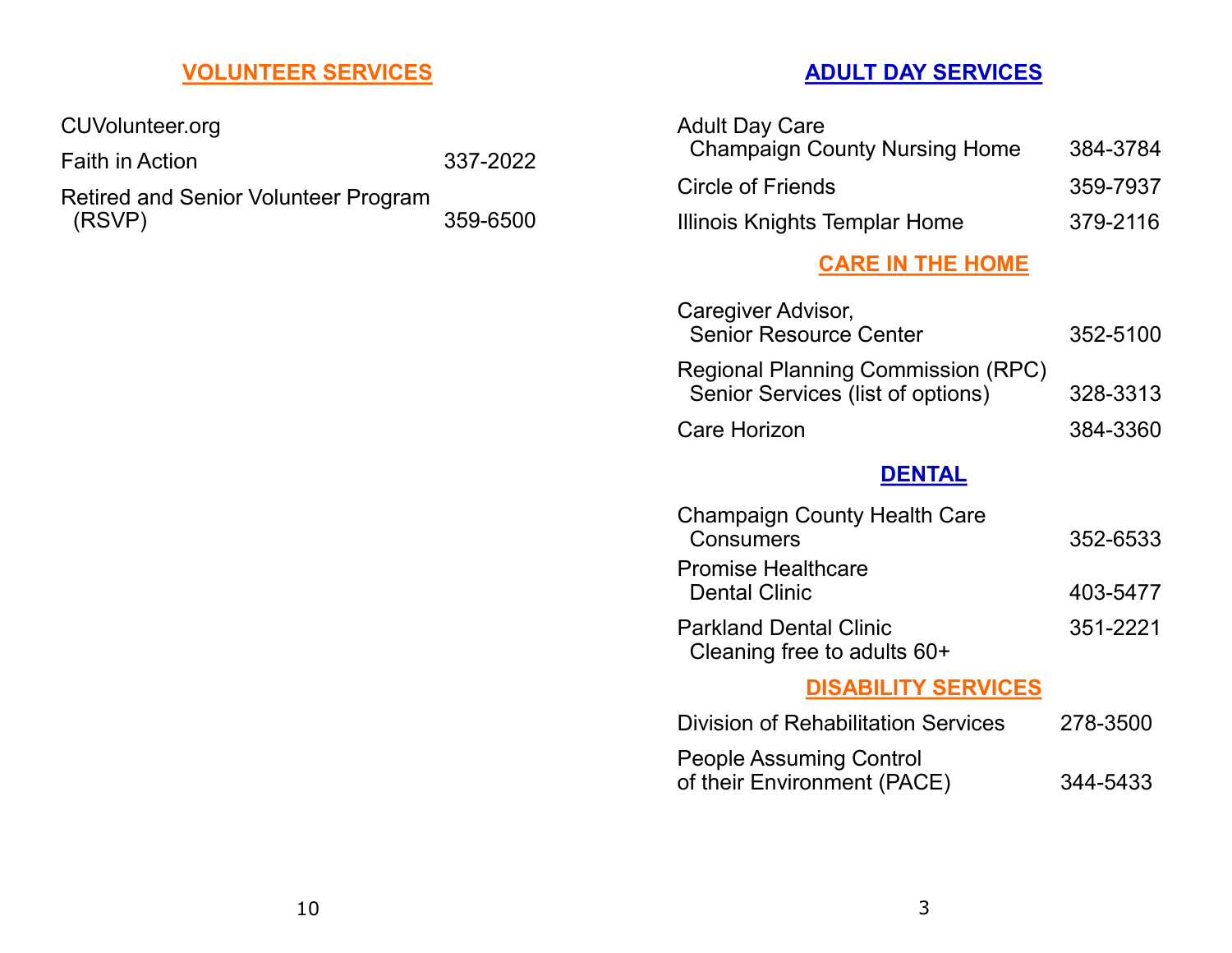## VOLUNTEER SERVICES

CUVolunteer.org

Faith in Action 337-2022

Retired and Senior Volunteer Program (RSVP) 359-6500

## ADULT DAY SERVICES

Adult Day Care
Champaign County Nursing Home 384-3784

Circle of Friends 359-7937

Illinois Knights Templar Home 379-2116

## CARE IN THE HOME

Caregiver Advisor,
Senior Resource Center 352-5100

Regional Planning Commission (RPC)
Senior Services (list of options) 328-3313

Care Horizon 384-3360

## DENTAL

Champaign County Health Care
Consumers 352-6533

Promise Healthcare
Dental Clinic 403-5477

Parkland Dental Clinic 351-2221
Cleaning free to adults 60+

## DISABILITY SERVICES

Division of Rehabilitation Services 278-3500

People Assuming Control
of their Environment (PACE) 344-5433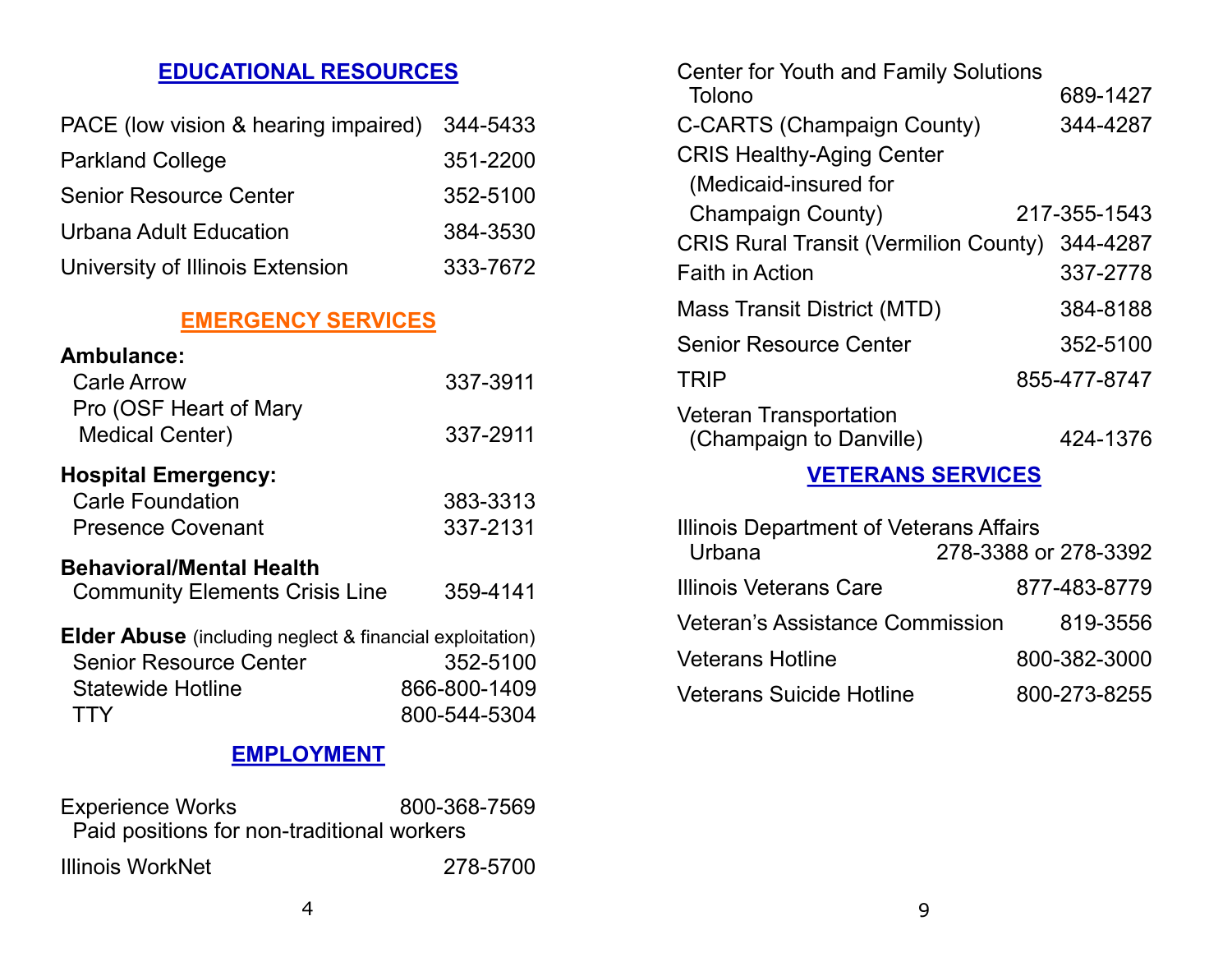## EDUCATIONAL RESOURCES

| | |
|---|---|
| PACE (low vision & hearing impaired) | 344-5433 |
| Parkland College | 351-2200 |
| Senior Resource Center | 352-5100 |
| Urbana Adult Education | 384-3530 |
| University of Illinois Extension | 333-7672 |

## EMERGENCY SERVICES

**Ambulance:**

| | |
|---|---|
| Carle Arrow | 337-3911 |
| Pro (OSF Heart of Mary Medical Center) | 337-2911 |

**Hospital Emergency:**

| | |
|---|---|
| Carle Foundation | 383-3313 |
| Presence Covenant | 337-2131 |

**Behavioral/Mental Health**

| | |
|---|---|
| Community Elements Crisis Line | 359-4141 |

**Elder Abuse** (including neglect & financial exploitation)

| | |
|---|---|
| Senior Resource Center | 352-5100 |
| Statewide Hotline | 866-800-1409 |
| TTY | 800-544-5304 |

## EMPLOYMENT

| | |
|---|---|
| Experience Works<br>Paid positions for non-traditional workers | 800-368-7569 |
| Illinois WorkNet | 278-5700 |

| | |
|---|---|
| Center for Youth and Family Solutions Tolono | 689-1427 |
| C-CARTS (Champaign County) | 344-4287 |
| CRIS Healthy-Aging Center (Medicaid-insured for Champaign County) | 217-355-1543 |
| CRIS Rural Transit (Vermilion County) | 344-4287 |
| Faith in Action | 337-2778 |
| Mass Transit District (MTD) | 384-8188 |
| Senior Resource Center | 352-5100 |
| TRIP | 855-477-8747 |
| Veteran Transportation (Champaign to Danville) | 424-1376 |

## VETERANS SERVICES

| | |
|---|---|
| Illinois Department of Veterans Affairs Urbana | 278-3388 or 278-3392 |
| Illinois Veterans Care | 877-483-8779 |
| Veteran's Assistance Commission | 819-3556 |
| Veterans Hotline | 800-382-3000 |
| Veterans Suicide Hotline | 800-273-8255 |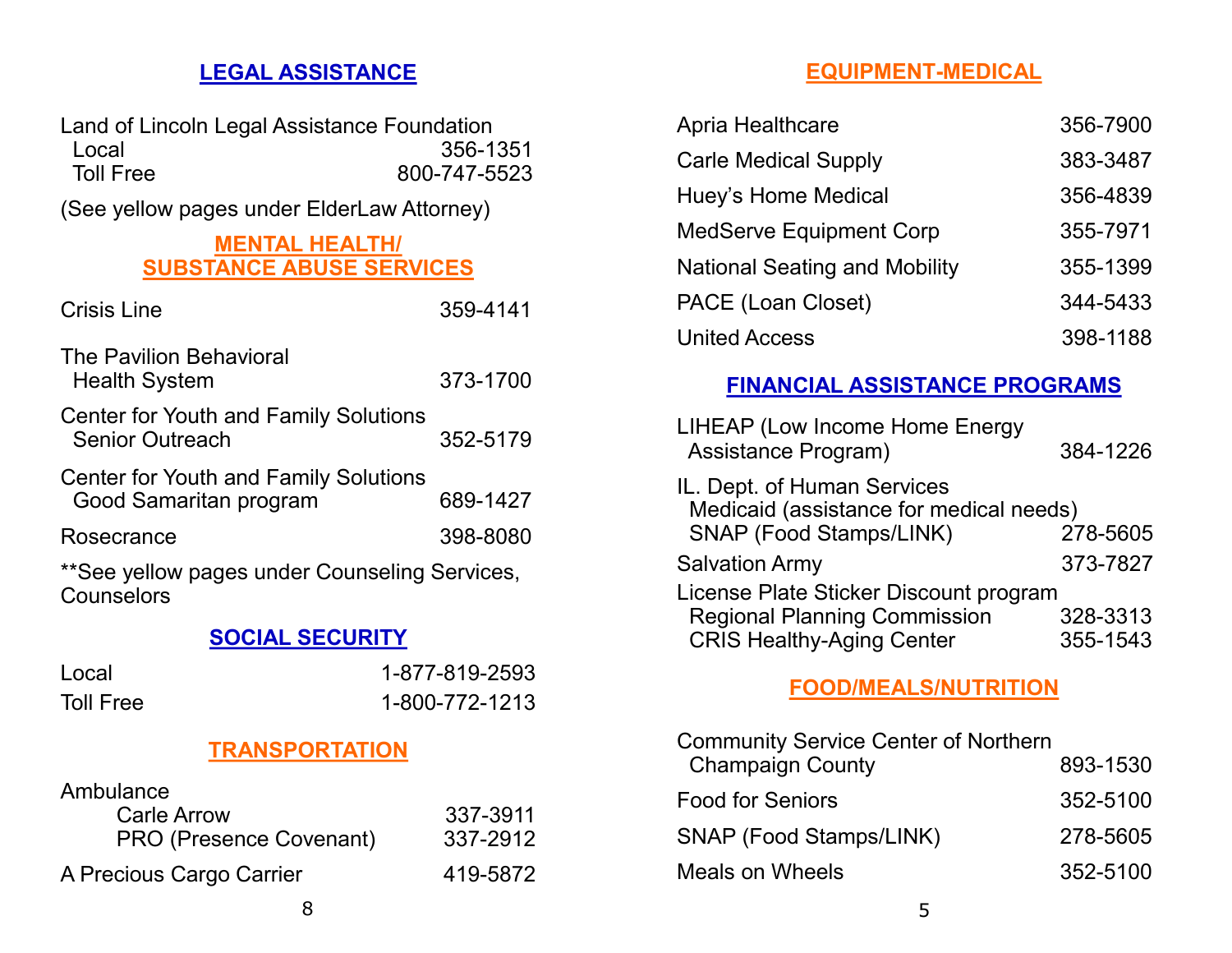## LEGAL ASSISTANCE

Land of Lincoln Legal Assistance Foundation

| | |
|---|---|
| Local | 356-1351 |
| Toll Free | 800-747-5523 |

(See yellow pages under ElderLaw Attorney)

## MENTAL HEALTH/ SUBSTANCE ABUSE SERVICES

| | |
|---|---|
| Crisis Line | 359-4141 |
| The Pavilion Behavioral Health System | 373-1700 |
| Center for Youth and Family Solutions Senior Outreach | 352-5179 |
| Center for Youth and Family Solutions Good Samaritan program | 689-1427 |
| Rosecrance | 398-8080 |

**See yellow pages under Counseling Services, Counselors

## SOCIAL SECURITY

| | |
|---|---|
| Local | 1-877-819-2593 |
| Toll Free | 1-800-772-1213 |

## TRANSPORTATION

Ambulance

| | |
|---|---|
| Carle Arrow | 337-3911 |
| PRO (Presence Covenant) | 337-2912 |
| A Precious Cargo Carrier | 419-5872 |

## EQUIPMENT-MEDICAL

| | |
|---|---|
| Apria Healthcare | 356-7900 |
| Carle Medical Supply | 383-3487 |
| Huey's Home Medical | 356-4839 |
| MedServe Equipment Corp | 355-7971 |
| National Seating and Mobility | 355-1399 |
| PACE (Loan Closet) | 344-5433 |
| United Access | 398-1188 |

## FINANCIAL ASSISTANCE PROGRAMS

| | |
|---|---|
| LIHEAP (Low Income Home Energy Assistance Program) | 384-1226 |
| IL. Dept. of Human Services Medicaid (assistance for medical needs) SNAP (Food Stamps/LINK) | 278-5605 |
| Salvation Army | 373-7827 |

License Plate Sticker Discount program

| | |
|---|---|
| Regional Planning Commission | 328-3313 |
| CRIS Healthy-Aging Center | 355-1543 |

## FOOD/MEALS/NUTRITION

| | |
|---|---|
| Community Service Center of Northern Champaign County | 893-1530 |
| Food for Seniors | 352-5100 |
| SNAP (Food Stamps/LINK) | 278-5605 |
| Meals on Wheels | 352-5100 |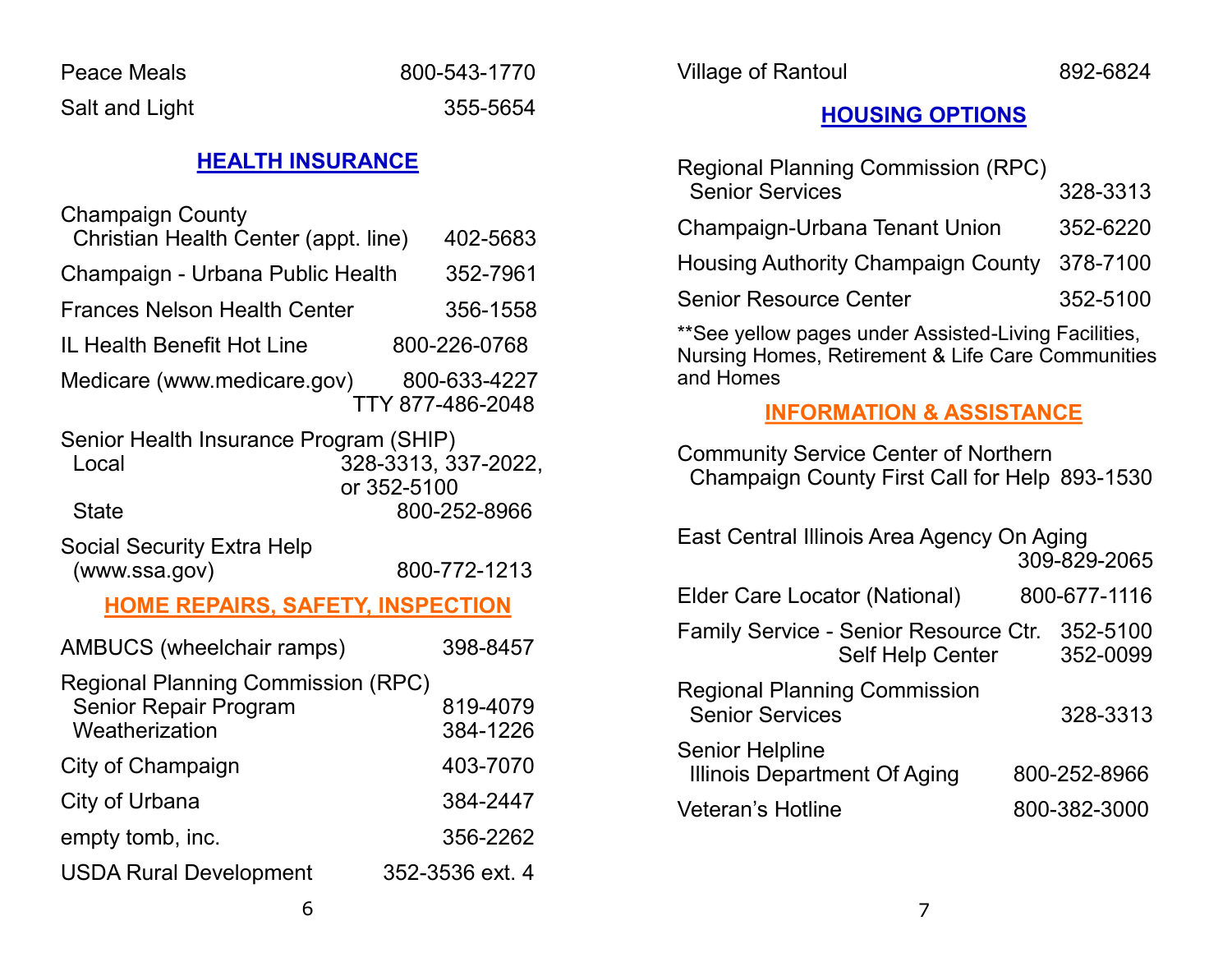Peace Meals 800-543-1770

Salt and Light 355-5654

## HEALTH INSURANCE

Champaign County
 Christian Health Center (appt. line) 402-5683

Champaign - Urbana Public Health 352-7961

Frances Nelson Health Center 356-1558

IL Health Benefit Hot Line 800-226-0768

Medicare (www.medicare.gov) 800-633-4227
 TTY 877-486-2048

Senior Health Insurance Program (SHIP)
 Local 328-3313, 337-2022, or 352-5100
 State 800-252-8966

Social Security Extra Help
 (www.ssa.gov) 800-772-1213

## HOME REPAIRS, SAFETY, INSPECTION

AMBUCS (wheelchair ramps) 398-8457

Regional Planning Commission (RPC)
 Senior Repair Program 819-4079
 Weatherization 384-1226

City of Champaign 403-7070

City of Urbana 384-2447

empty tomb, inc. 356-2262

USDA Rural Development 352-3536 ext. 4

Village of Rantoul 892-6824

## HOUSING OPTIONS

Regional Planning Commission (RPC)
 Senior Services 328-3313

Champaign-Urbana Tenant Union 352-6220

Housing Authority Champaign County 378-7100

Senior Resource Center 352-5100

**See yellow pages under Assisted-Living Facilities, Nursing Homes, Retirement & Life Care Communities and Homes

## INFORMATION & ASSISTANCE

Community Service Center of Northern
 Champaign County First Call for Help 893-1530

East Central Illinois Area Agency On Aging
 309-829-2065

Elder Care Locator (National) 800-677-1116

Family Service - Senior Resource Ctr. 352-5100
 Self Help Center 352-0099

Regional Planning Commission
 Senior Services 328-3313

Senior Helpline
 Illinois Department Of Aging 800-252-8966

Veteran's Hotline 800-382-3000